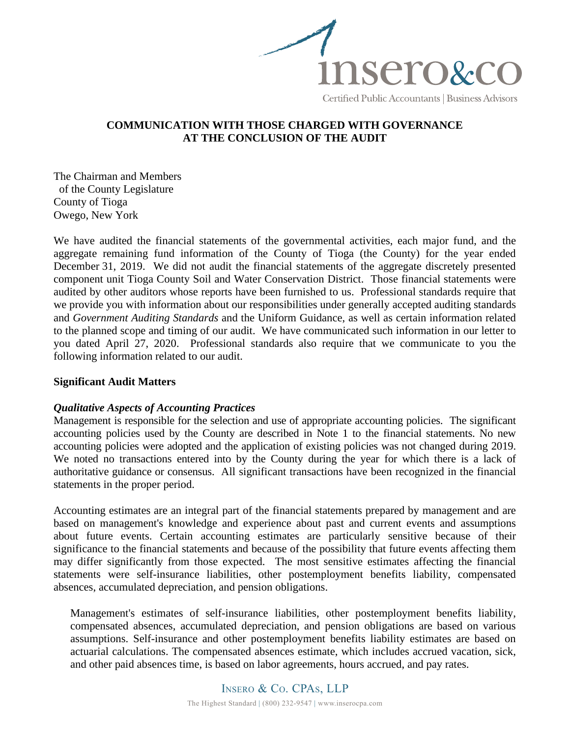# COMMUNICATION WITH THOSE CHARGED WITH GOVERNANCE AT THE CONCLUSION OF THE AUDIT

The Chairman and Members
of the County Legislature
County of Tioga
Owego, New York

We have audited the financial statements of the governmental activities, each major fund, and the aggregate remaining fund information of the County of Tioga (the County) for the year ended December 31, 2019. We did not audit the financial statements of the aggregate discretely presented component unit Tioga County Soil and Water Conservation District. Those financial statements were audited by other auditors whose reports have been furnished to us. Professional standards require that we provide you with information about our responsibilities under generally accepted auditing standards and *Government Auditing Standards* and the Uniform Guidance, as well as certain information related to the planned scope and timing of our audit. We have communicated such information in our letter to you dated April 27, 2020. Professional standards also require that we communicate to you the following information related to our audit.

## Significant Audit Matters

### *Qualitative Aspects of Accounting Practices*

Management is responsible for the selection and use of appropriate accounting policies. The significant accounting policies used by the County are described in Note 1 to the financial statements. No new accounting policies were adopted and the application of existing policies was not changed during 2019. We noted no transactions entered into by the County during the year for which there is a lack of authoritative guidance or consensus. All significant transactions have been recognized in the financial statements in the proper period.

Accounting estimates are an integral part of the financial statements prepared by management and are based on management's knowledge and experience about past and current events and assumptions about future events. Certain accounting estimates are particularly sensitive because of their significance to the financial statements and because of the possibility that future events affecting them may differ significantly from those expected. The most sensitive estimates affecting the financial statements were self-insurance liabilities, other postemployment benefits liability, compensated absences, accumulated depreciation, and pension obligations.

Management's estimates of self-insurance liabilities, other postemployment benefits liability, compensated absences, accumulated depreciation, and pension obligations are based on various assumptions. Self-insurance and other postemployment benefits liability estimates are based on actuarial calculations. The compensated absences estimate, which includes accrued vacation, sick, and other paid absences time, is based on labor agreements, hours accrued, and pay rates.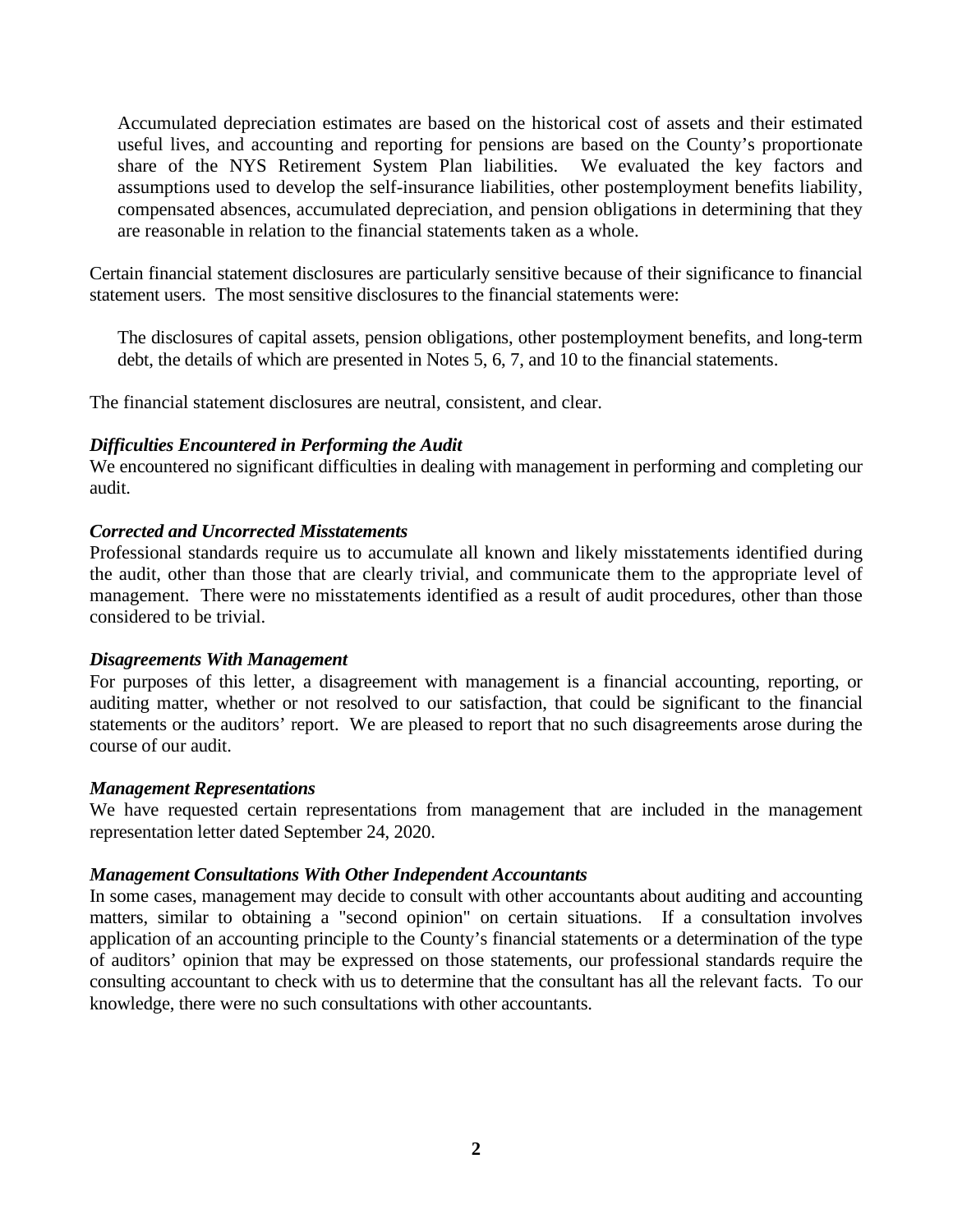Accumulated depreciation estimates are based on the historical cost of assets and their estimated useful lives, and accounting and reporting for pensions are based on the County's proportionate share of the NYS Retirement System Plan liabilities. We evaluated the key factors and assumptions used to develop the self-insurance liabilities, other postemployment benefits liability, compensated absences, accumulated depreciation, and pension obligations in determining that they are reasonable in relation to the financial statements taken as a whole.

Certain financial statement disclosures are particularly sensitive because of their significance to financial statement users. The most sensitive disclosures to the financial statements were:

The disclosures of capital assets, pension obligations, other postemployment benefits, and long-term debt, the details of which are presented in Notes 5, 6, 7, and 10 to the financial statements.

The financial statement disclosures are neutral, consistent, and clear.

***Difficulties Encountered in Performing the Audit***

We encountered no significant difficulties in dealing with management in performing and completing our audit.

***Corrected and Uncorrected Misstatements***

Professional standards require us to accumulate all known and likely misstatements identified during the audit, other than those that are clearly trivial, and communicate them to the appropriate level of management. There were no misstatements identified as a result of audit procedures, other than those considered to be trivial.

***Disagreements With Management***

For purposes of this letter, a disagreement with management is a financial accounting, reporting, or auditing matter, whether or not resolved to our satisfaction, that could be significant to the financial statements or the auditors' report. We are pleased to report that no such disagreements arose during the course of our audit.

***Management Representations***

We have requested certain representations from management that are included in the management representation letter dated September 24, 2020.

***Management Consultations With Other Independent Accountants***

In some cases, management may decide to consult with other accountants about auditing and accounting matters, similar to obtaining a "second opinion" on certain situations. If a consultation involves application of an accounting principle to the County's financial statements or a determination of the type of auditors' opinion that may be expressed on those statements, our professional standards require the consulting accountant to check with us to determine that the consultant has all the relevant facts. To our knowledge, there were no such consultations with other accountants.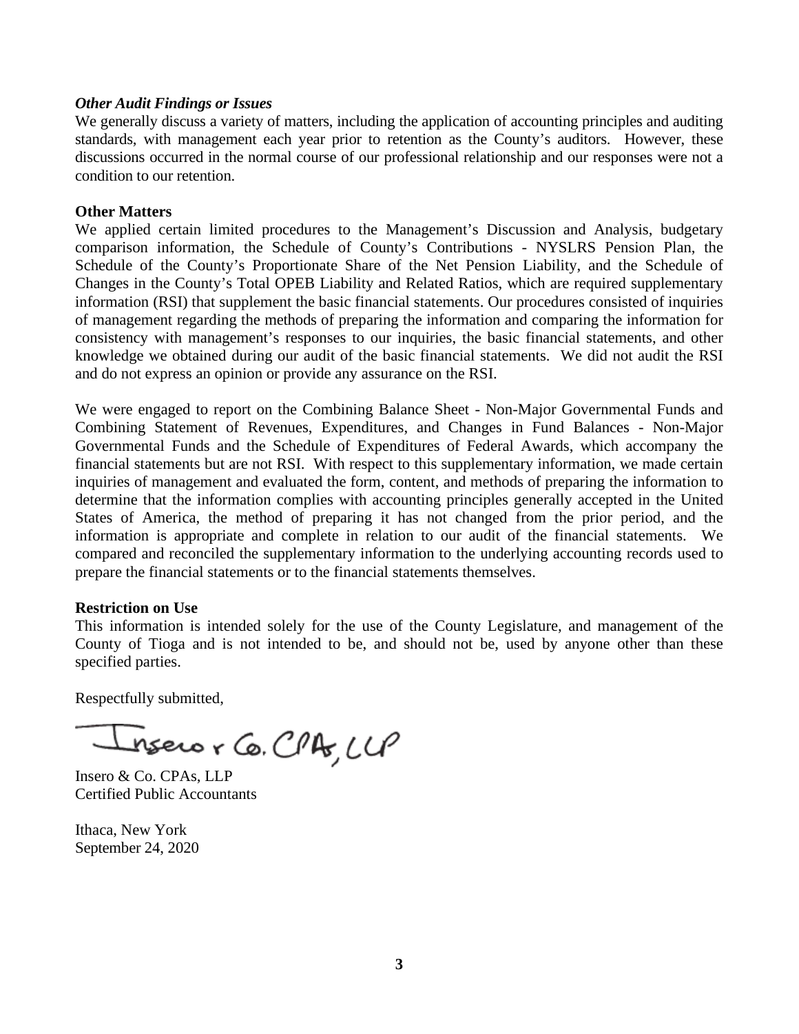***Other Audit Findings or Issues***

We generally discuss a variety of matters, including the application of accounting principles and auditing standards, with management each year prior to retention as the County's auditors. However, these discussions occurred in the normal course of our professional relationship and our responses were not a condition to our retention.

**Other Matters**

We applied certain limited procedures to the Management's Discussion and Analysis, budgetary comparison information, the Schedule of County's Contributions - NYSLRS Pension Plan, the Schedule of the County's Proportionate Share of the Net Pension Liability, and the Schedule of Changes in the County's Total OPEB Liability and Related Ratios, which are required supplementary information (RSI) that supplement the basic financial statements. Our procedures consisted of inquiries of management regarding the methods of preparing the information and comparing the information for consistency with management's responses to our inquiries, the basic financial statements, and other knowledge we obtained during our audit of the basic financial statements. We did not audit the RSI and do not express an opinion or provide any assurance on the RSI.

We were engaged to report on the Combining Balance Sheet - Non-Major Governmental Funds and Combining Statement of Revenues, Expenditures, and Changes in Fund Balances - Non-Major Governmental Funds and the Schedule of Expenditures of Federal Awards, which accompany the financial statements but are not RSI. With respect to this supplementary information, we made certain inquiries of management and evaluated the form, content, and methods of preparing the information to determine that the information complies with accounting principles generally accepted in the United States of America, the method of preparing it has not changed from the prior period, and the information is appropriate and complete in relation to our audit of the financial statements. We compared and reconciled the supplementary information to the underlying accounting records used to prepare the financial statements or to the financial statements themselves.

**Restriction on Use**

This information is intended solely for the use of the County Legislature, and management of the County of Tioga and is not intended to be, and should not be, used by anyone other than these specified parties.

Respectfully submitted,

Insero & Co. CPAs, LLP

Insero & Co. CPAs, LLP
Certified Public Accountants

Ithaca, New York
September 24, 2020